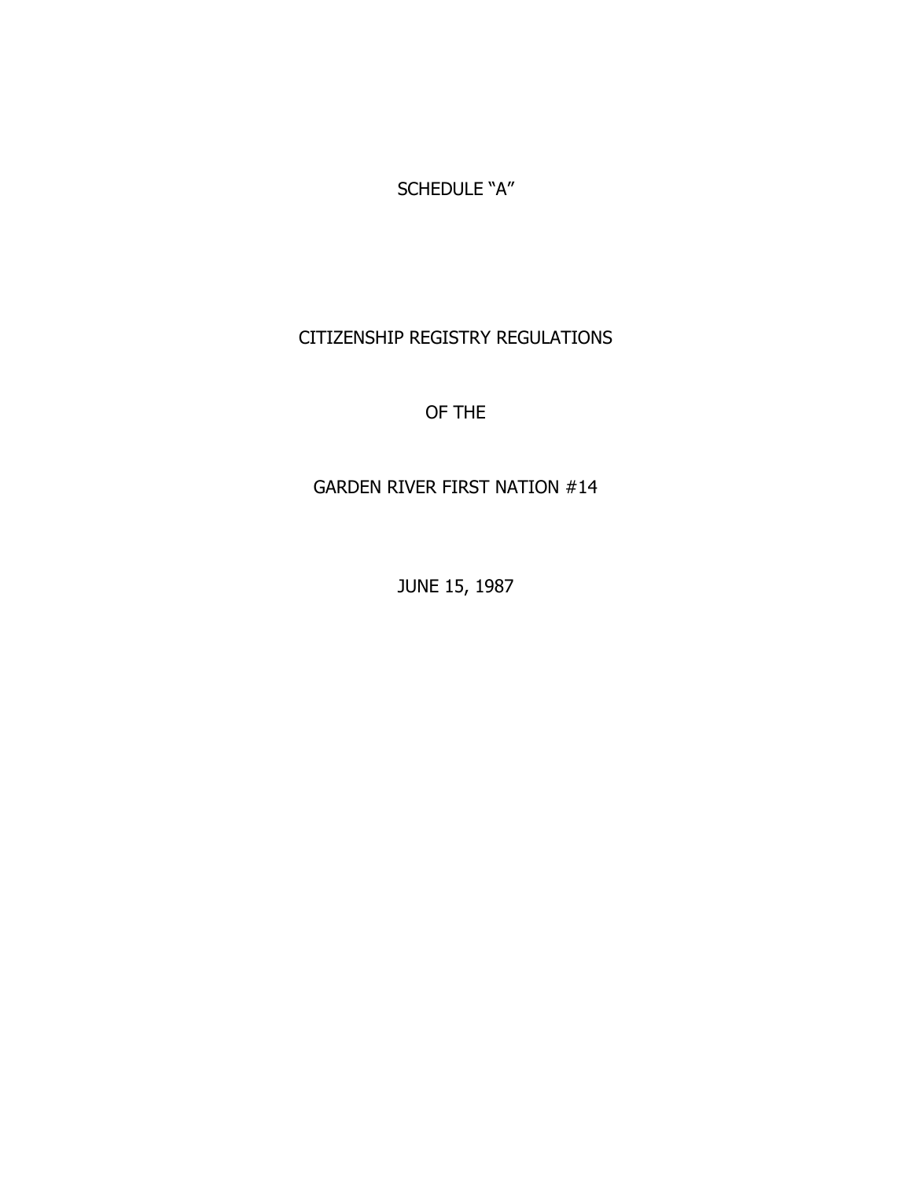SCHEDULE “A”

# CITIZENSHIP REGISTRY REGULATIONS

# OF THE

# GARDEN RIVER FIRST NATION #14

JUNE 15, 1987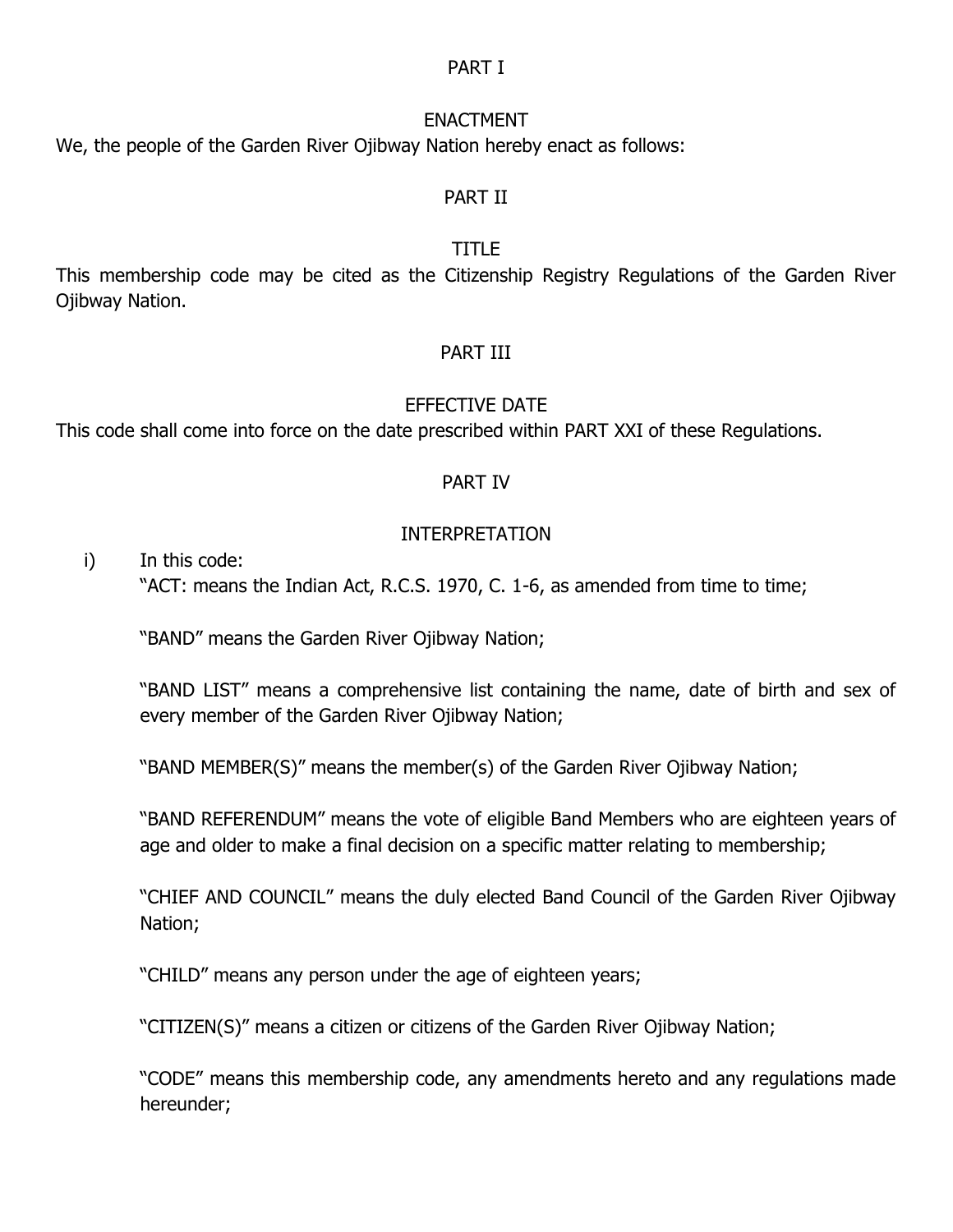## PART I

## ENACTMENT

We, the people of the Garden River Ojibway Nation hereby enact as follows:

## PART II

## TITLE

This membership code may be cited as the Citizenship Registry Regulations of the Garden River Ojibway Nation.

## PART III

## EFFECTIVE DATE

This code shall come into force on the date prescribed within PART XXI of these Regulations.

## PART IV

## INTERPRETATION

i) In this code:

"ACT: means the Indian Act, R.C.S. 1970, C. 1-6, as amended from time to time;

"BAND" means the Garden River Ojibway Nation;

"BAND LIST" means a comprehensive list containing the name, date of birth and sex of every member of the Garden River Ojibway Nation;

"BAND MEMBER(S)" means the member(s) of the Garden River Ojibway Nation;

"BAND REFERENDUM" means the vote of eligible Band Members who are eighteen years of age and older to make a final decision on a specific matter relating to membership;

"CHIEF AND COUNCIL" means the duly elected Band Council of the Garden River Ojibway Nation;

"CHILD" means any person under the age of eighteen years;

"CITIZEN(S)" means a citizen or citizens of the Garden River Ojibway Nation;

"CODE" means this membership code, any amendments hereto and any regulations made hereunder;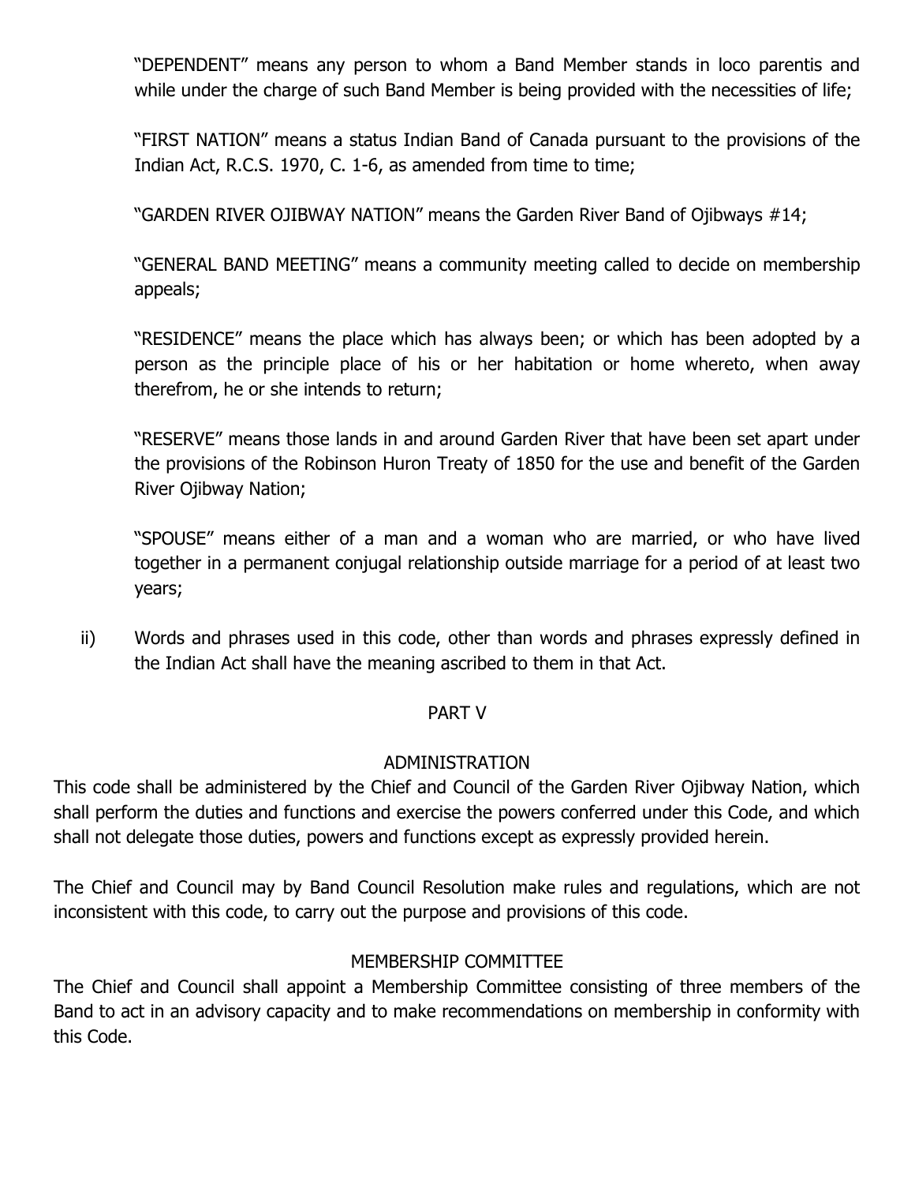"DEPENDENT" means any person to whom a Band Member stands in loco parentis and while under the charge of such Band Member is being provided with the necessities of life;

"FIRST NATION" means a status Indian Band of Canada pursuant to the provisions of the Indian Act, R.C.S. 1970, C. 1-6, as amended from time to time;

"GARDEN RIVER OJIBWAY NATION" means the Garden River Band of Ojibways #14;

"GENERAL BAND MEETING" means a community meeting called to decide on membership appeals;

"RESIDENCE" means the place which has always been; or which has been adopted by a person as the principle place of his or her habitation or home whereto, when away therefrom, he or she intends to return;

"RESERVE" means those lands in and around Garden River that have been set apart under the provisions of the Robinson Huron Treaty of 1850 for the use and benefit of the Garden River Ojibway Nation;

"SPOUSE" means either of a man and a woman who are married, or who have lived together in a permanent conjugal relationship outside marriage for a period of at least two years;

ii) Words and phrases used in this code, other than words and phrases expressly defined in the Indian Act shall have the meaning ascribed to them in that Act.

## PART V

### ADMINISTRATION

This code shall be administered by the Chief and Council of the Garden River Ojibway Nation, which shall perform the duties and functions and exercise the powers conferred under this Code, and which shall not delegate those duties, powers and functions except as expressly provided herein.

The Chief and Council may by Band Council Resolution make rules and regulations, which are not inconsistent with this code, to carry out the purpose and provisions of this code.

### MEMBERSHIP COMMITTEE

The Chief and Council shall appoint a Membership Committee consisting of three members of the Band to act in an advisory capacity and to make recommendations on membership in conformity with this Code.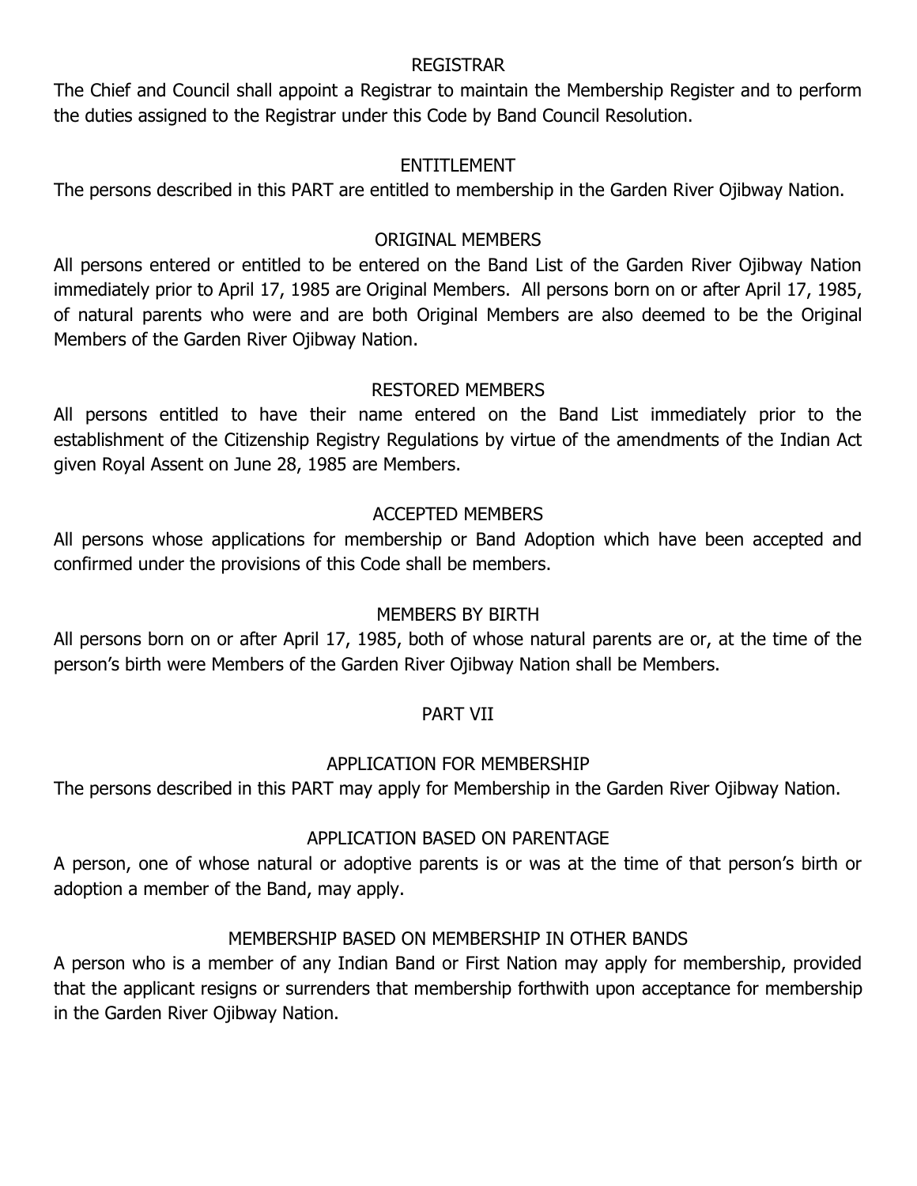### REGISTRAR

The Chief and Council shall appoint a Registrar to maintain the Membership Register and to perform the duties assigned to the Registrar under this Code by Band Council Resolution.

### ENTITLEMENT

The persons described in this PART are entitled to membership in the Garden River Ojibway Nation.

### ORIGINAL MEMBERS

All persons entered or entitled to be entered on the Band List of the Garden River Ojibway Nation immediately prior to April 17, 1985 are Original Members. All persons born on or after April 17, 1985, of natural parents who were and are both Original Members are also deemed to be the Original Members of the Garden River Ojibway Nation.

### RESTORED MEMBERS

All persons entitled to have their name entered on the Band List immediately prior to the establishment of the Citizenship Registry Regulations by virtue of the amendments of the Indian Act given Royal Assent on June 28, 1985 are Members.

### ACCEPTED MEMBERS

All persons whose applications for membership or Band Adoption which have been accepted and confirmed under the provisions of this Code shall be members.

### MEMBERS BY BIRTH

All persons born on or after April 17, 1985, both of whose natural parents are or, at the time of the person's birth were Members of the Garden River Ojibway Nation shall be Members.

## PART VII

### APPLICATION FOR MEMBERSHIP

The persons described in this PART may apply for Membership in the Garden River Ojibway Nation.

### APPLICATION BASED ON PARENTAGE

A person, one of whose natural or adoptive parents is or was at the time of that person's birth or adoption a member of the Band, may apply.

### MEMBERSHIP BASED ON MEMBERSHIP IN OTHER BANDS

A person who is a member of any Indian Band or First Nation may apply for membership, provided that the applicant resigns or surrenders that membership forthwith upon acceptance for membership in the Garden River Ojibway Nation.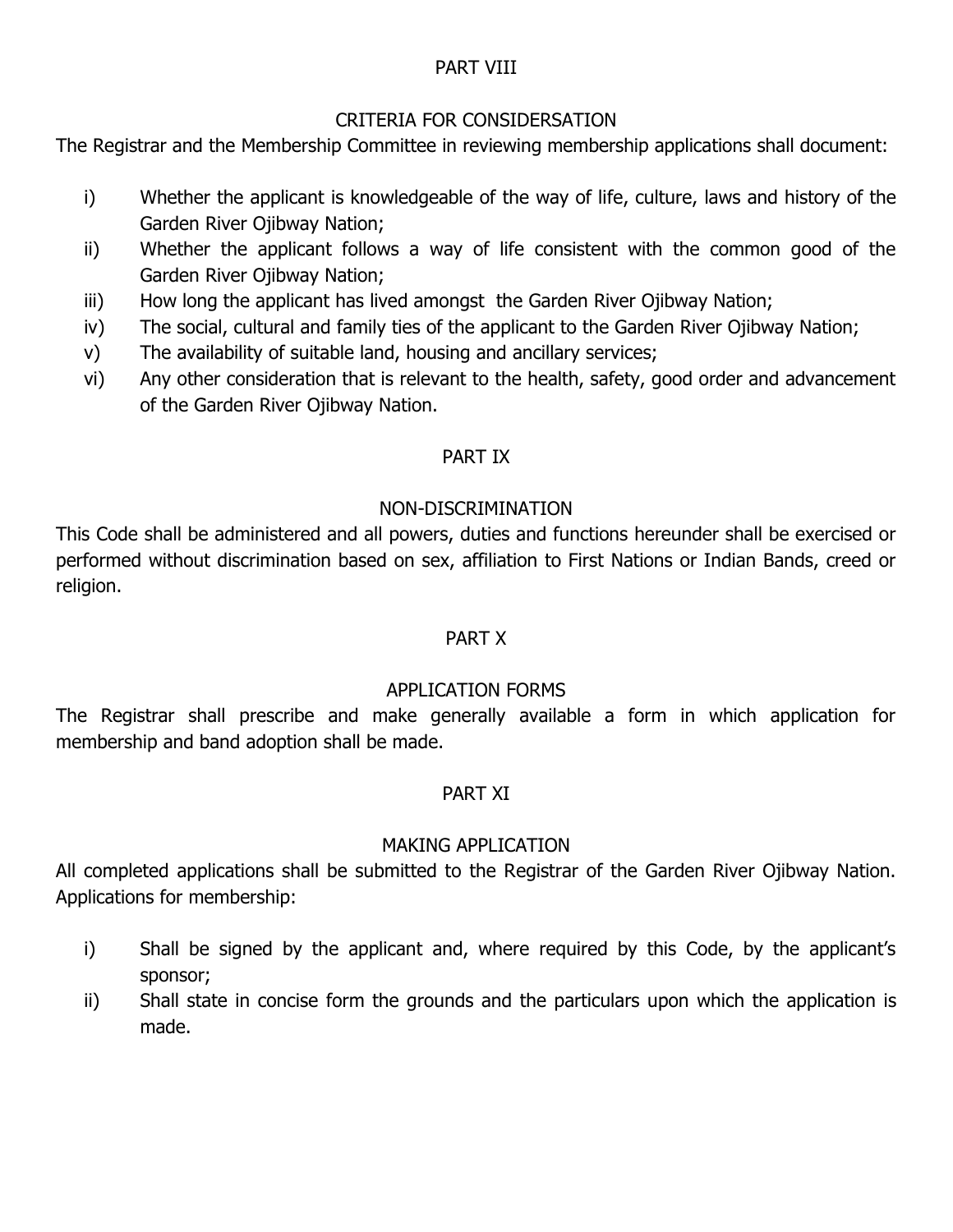## PART VIII

## CRITERIA FOR CONSIDERSATION

The Registrar and the Membership Committee in reviewing membership applications shall document:

i) Whether the applicant is knowledgeable of the way of life, culture, laws and history of the Garden River Ojibway Nation;

ii) Whether the applicant follows a way of life consistent with the common good of the Garden River Ojibway Nation;

iii) How long the applicant has lived amongst the Garden River Ojibway Nation;

iv) The social, cultural and family ties of the applicant to the Garden River Ojibway Nation;

v) The availability of suitable land, housing and ancillary services;

vi) Any other consideration that is relevant to the health, safety, good order and advancement of the Garden River Ojibway Nation.

## PART IX

## NON-DISCRIMINATION

This Code shall be administered and all powers, duties and functions hereunder shall be exercised or performed without discrimination based on sex, affiliation to First Nations or Indian Bands, creed or religion.

## PART X

## APPLICATION FORMS

The Registrar shall prescribe and make generally available a form in which application for membership and band adoption shall be made.

## PART XI

## MAKING APPLICATION

All completed applications shall be submitted to the Registrar of the Garden River Ojibway Nation. Applications for membership:

i) Shall be signed by the applicant and, where required by this Code, by the applicant's sponsor;

ii) Shall state in concise form the grounds and the particulars upon which the application is made.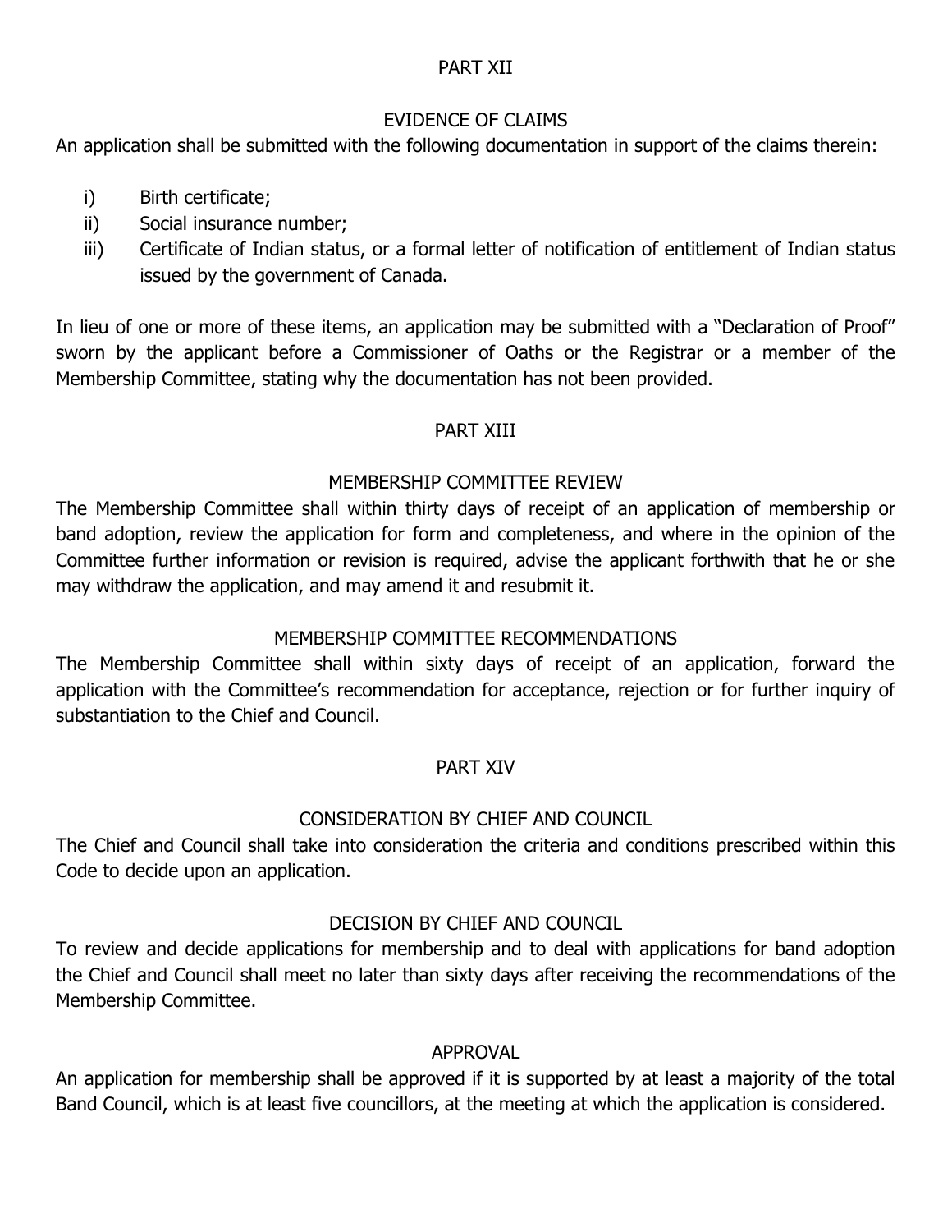## PART XII

### EVIDENCE OF CLAIMS

An application shall be submitted with the following documentation in support of the claims therein:

i) Birth certificate;
ii) Social insurance number;
iii) Certificate of Indian status, or a formal letter of notification of entitlement of Indian status issued by the government of Canada.

In lieu of one or more of these items, an application may be submitted with a "Declaration of Proof" sworn by the applicant before a Commissioner of Oaths or the Registrar or a member of the Membership Committee, stating why the documentation has not been provided.

## PART XIII

### MEMBERSHIP COMMITTEE REVIEW

The Membership Committee shall within thirty days of receipt of an application of membership or band adoption, review the application for form and completeness, and where in the opinion of the Committee further information or revision is required, advise the applicant forthwith that he or she may withdraw the application, and may amend it and resubmit it.

### MEMBERSHIP COMMITTEE RECOMMENDATIONS

The Membership Committee shall within sixty days of receipt of an application, forward the application with the Committee's recommendation for acceptance, rejection or for further inquiry of substantiation to the Chief and Council.

## PART XIV

### CONSIDERATION BY CHIEF AND COUNCIL

The Chief and Council shall take into consideration the criteria and conditions prescribed within this Code to decide upon an application.

### DECISION BY CHIEF AND COUNCIL

To review and decide applications for membership and to deal with applications for band adoption the Chief and Council shall meet no later than sixty days after receiving the recommendations of the Membership Committee.

### APPROVAL

An application for membership shall be approved if it is supported by at least a majority of the total Band Council, which is at least five councillors, at the meeting at which the application is considered.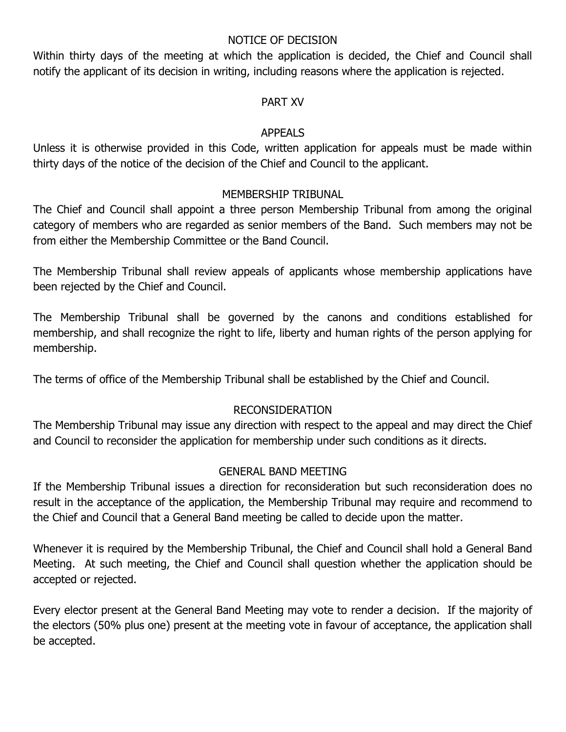## NOTICE OF DECISION

Within thirty days of the meeting at which the application is decided, the Chief and Council shall notify the applicant of its decision in writing, including reasons where the application is rejected.

# PART XV

## APPEALS

Unless it is otherwise provided in this Code, written application for appeals must be made within thirty days of the notice of the decision of the Chief and Council to the applicant.

## MEMBERSHIP TRIBUNAL

The Chief and Council shall appoint a three person Membership Tribunal from among the original category of members who are regarded as senior members of the Band. Such members may not be from either the Membership Committee or the Band Council.

The Membership Tribunal shall review appeals of applicants whose membership applications have been rejected by the Chief and Council.

The Membership Tribunal shall be governed by the canons and conditions established for membership, and shall recognize the right to life, liberty and human rights of the person applying for membership.

The terms of office of the Membership Tribunal shall be established by the Chief and Council.

## RECONSIDERATION

The Membership Tribunal may issue any direction with respect to the appeal and may direct the Chief and Council to reconsider the application for membership under such conditions as it directs.

## GENERAL BAND MEETING

If the Membership Tribunal issues a direction for reconsideration but such reconsideration does no result in the acceptance of the application, the Membership Tribunal may require and recommend to the Chief and Council that a General Band meeting be called to decide upon the matter.

Whenever it is required by the Membership Tribunal, the Chief and Council shall hold a General Band Meeting. At such meeting, the Chief and Council shall question whether the application should be accepted or rejected.

Every elector present at the General Band Meeting may vote to render a decision. If the majority of the electors (50% plus one) present at the meeting vote in favour of acceptance, the application shall be accepted.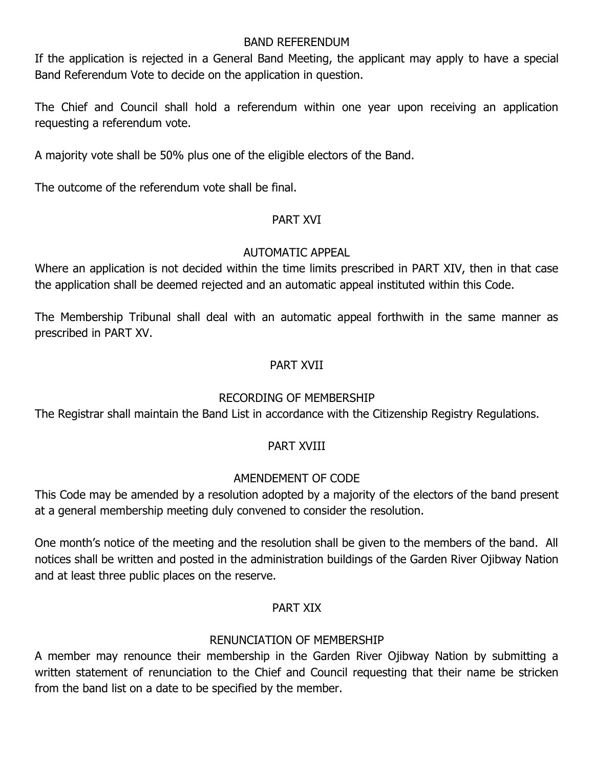### BAND REFERENDUM

If the application is rejected in a General Band Meeting, the applicant may apply to have a special Band Referendum Vote to decide on the application in question.

The Chief and Council shall hold a referendum within one year upon receiving an application requesting a referendum vote.

A majority vote shall be 50% plus one of the eligible electors of the Band.

The outcome of the referendum vote shall be final.

## PART XVI

### AUTOMATIC APPEAL

Where an application is not decided within the time limits prescribed in PART XIV, then in that case the application shall be deemed rejected and an automatic appeal instituted within this Code.

The Membership Tribunal shall deal with an automatic appeal forthwith in the same manner as prescribed in PART XV.

## PART XVII

### RECORDING OF MEMBERSHIP

The Registrar shall maintain the Band List in accordance with the Citizenship Registry Regulations.

## PART XVIII

### AMENDEMENT OF CODE

This Code may be amended by a resolution adopted by a majority of the electors of the band present at a general membership meeting duly convened to consider the resolution.

One month's notice of the meeting and the resolution shall be given to the members of the band. All notices shall be written and posted in the administration buildings of the Garden River Ojibway Nation and at least three public places on the reserve.

## PART XIX

### RENUNCIATION OF MEMBERSHIP

A member may renounce their membership in the Garden River Ojibway Nation by submitting a written statement of renunciation to the Chief and Council requesting that their name be stricken from the band list on a date to be specified by the member.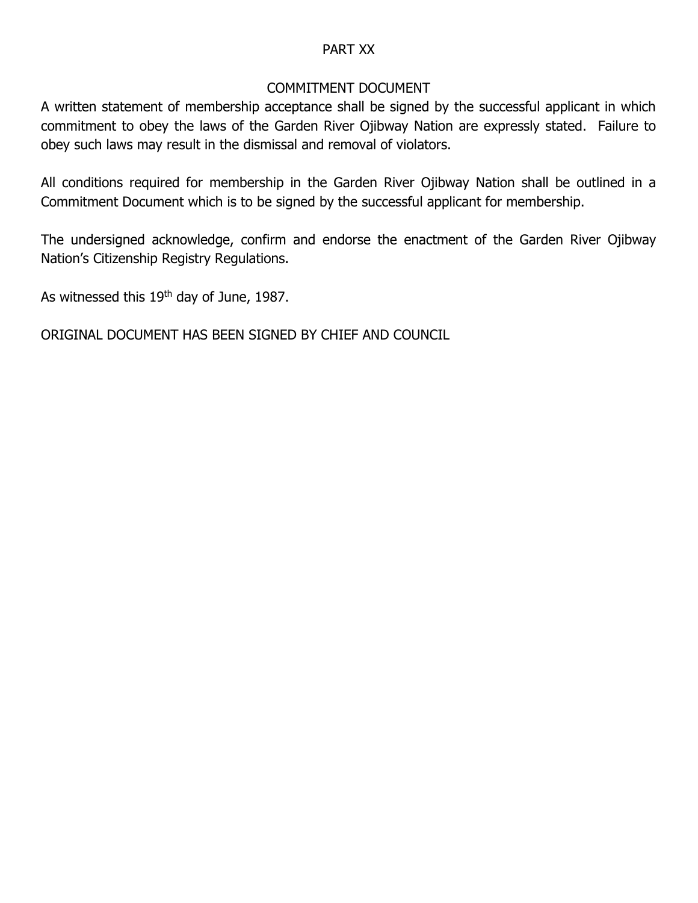## PART XX

### COMMITMENT DOCUMENT

A written statement of membership acceptance shall be signed by the successful applicant in which commitment to obey the laws of the Garden River Ojibway Nation are expressly stated. Failure to obey such laws may result in the dismissal and removal of violators.

All conditions required for membership in the Garden River Ojibway Nation shall be outlined in a Commitment Document which is to be signed by the successful applicant for membership.

The undersigned acknowledge, confirm and endorse the enactment of the Garden River Ojibway Nation's Citizenship Registry Regulations.

As witnessed this 19th day of June, 1987.

ORIGINAL DOCUMENT HAS BEEN SIGNED BY CHIEF AND COUNCIL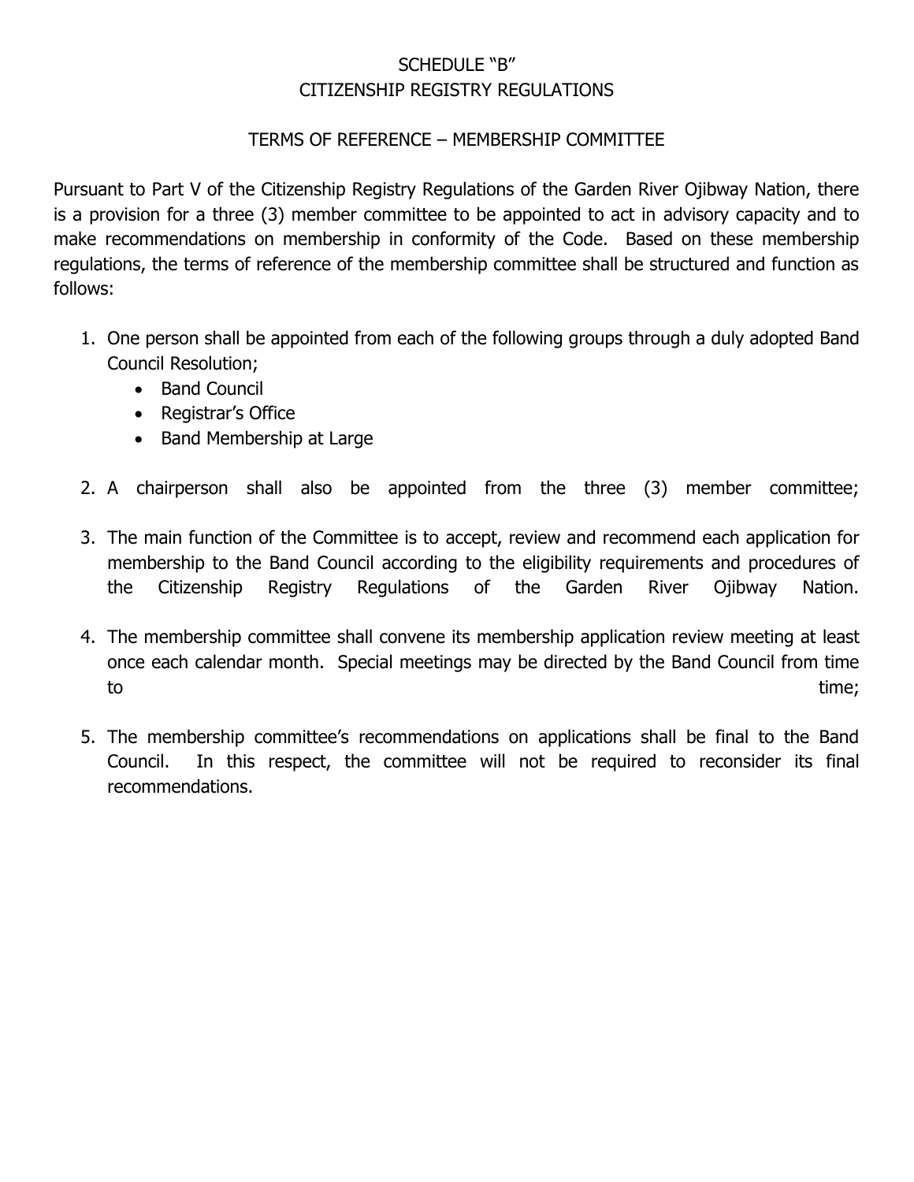# SCHEDULE "B"
# CITIZENSHIP REGISTRY REGULATIONS

## TERMS OF REFERENCE – MEMBERSHIP COMMITTEE

Pursuant to Part V of the Citizenship Registry Regulations of the Garden River Ojibway Nation, there is a provision for a three (3) member committee to be appointed to act in advisory capacity and to make recommendations on membership in conformity of the Code. Based on these membership regulations, the terms of reference of the membership committee shall be structured and function as follows:

1. One person shall be appointed from each of the following groups through a duly adopted Band Council Resolution;
   - Band Council
   - Registrar's Office
   - Band Membership at Large

2. A chairperson shall also be appointed from the three (3) member committee;

3. The main function of the Committee is to accept, review and recommend each application for membership to the Band Council according to the eligibility requirements and procedures of the Citizenship Registry Regulations of the Garden River Ojibway Nation.

4. The membership committee shall convene its membership application review meeting at least once each calendar month. Special meetings may be directed by the Band Council from time to time;

5. The membership committee's recommendations on applications shall be final to the Band Council. In this respect, the committee will not be required to reconsider its final recommendations.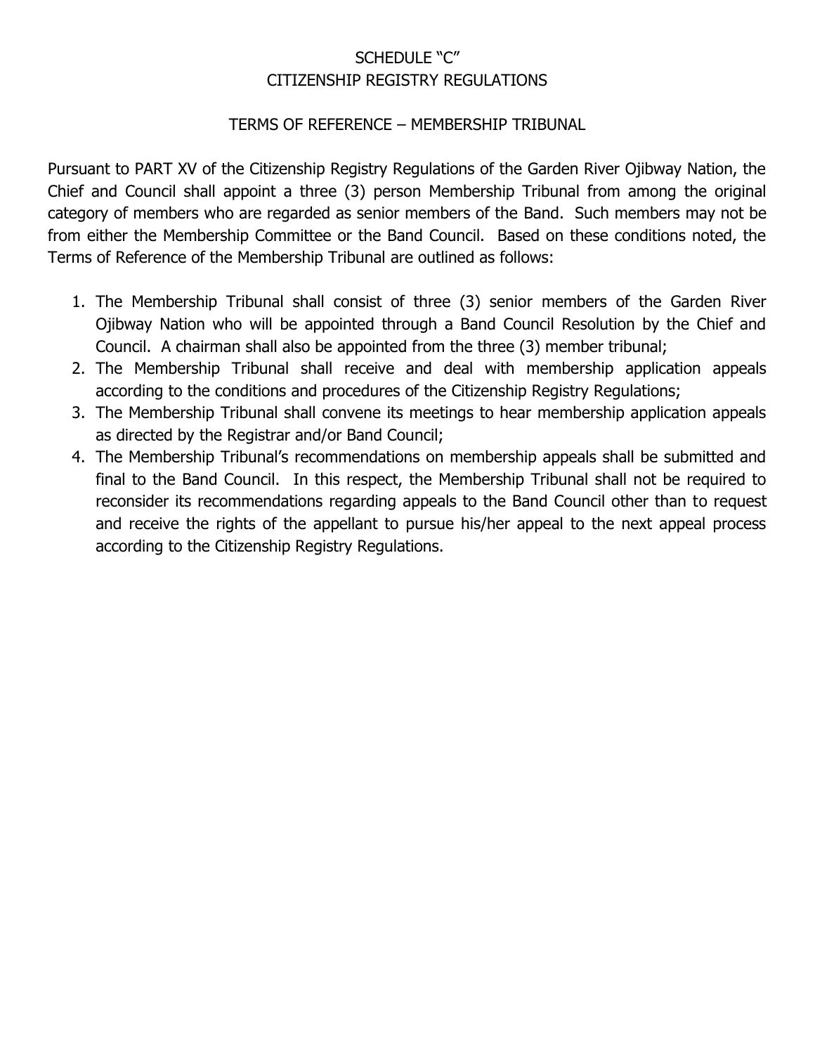# SCHEDULE "C"
# CITIZENSHIP REGISTRY REGULATIONS

## TERMS OF REFERENCE – MEMBERSHIP TRIBUNAL

Pursuant to PART XV of the Citizenship Registry Regulations of the Garden River Ojibway Nation, the Chief and Council shall appoint a three (3) person Membership Tribunal from among the original category of members who are regarded as senior members of the Band. Such members may not be from either the Membership Committee or the Band Council. Based on these conditions noted, the Terms of Reference of the Membership Tribunal are outlined as follows:

1. The Membership Tribunal shall consist of three (3) senior members of the Garden River Ojibway Nation who will be appointed through a Band Council Resolution by the Chief and Council. A chairman shall also be appointed from the three (3) member tribunal;
2. The Membership Tribunal shall receive and deal with membership application appeals according to the conditions and procedures of the Citizenship Registry Regulations;
3. The Membership Tribunal shall convene its meetings to hear membership application appeals as directed by the Registrar and/or Band Council;
4. The Membership Tribunal's recommendations on membership appeals shall be submitted and final to the Band Council. In this respect, the Membership Tribunal shall not be required to reconsider its recommendations regarding appeals to the Band Council other than to request and receive the rights of the appellant to pursue his/her appeal to the next appeal process according to the Citizenship Registry Regulations.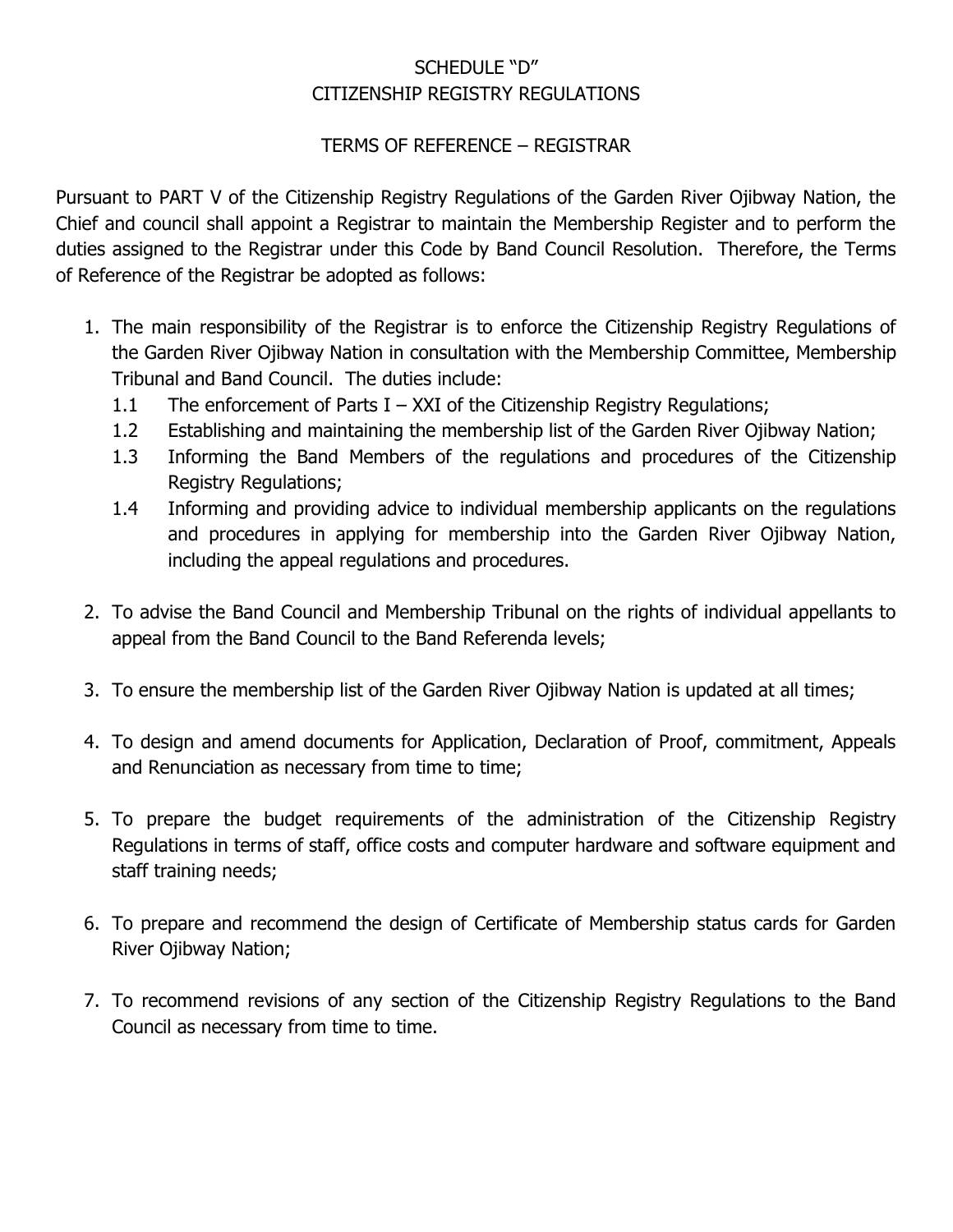# SCHEDULE "D"
## CITIZENSHIP REGISTRY REGULATIONS

### TERMS OF REFERENCE – REGISTRAR

Pursuant to PART V of the Citizenship Registry Regulations of the Garden River Ojibway Nation, the Chief and council shall appoint a Registrar to maintain the Membership Register and to perform the duties assigned to the Registrar under this Code by Band Council Resolution. Therefore, the Terms of Reference of the Registrar be adopted as follows:

1. The main responsibility of the Registrar is to enforce the Citizenship Registry Regulations of the Garden River Ojibway Nation in consultation with the Membership Committee, Membership Tribunal and Band Council. The duties include:
   - 1.1 The enforcement of Parts I – XXI of the Citizenship Registry Regulations;
   - 1.2 Establishing and maintaining the membership list of the Garden River Ojibway Nation;
   - 1.3 Informing the Band Members of the regulations and procedures of the Citizenship Registry Regulations;
   - 1.4 Informing and providing advice to individual membership applicants on the regulations and procedures in applying for membership into the Garden River Ojibway Nation, including the appeal regulations and procedures.

2. To advise the Band Council and Membership Tribunal on the rights of individual appellants to appeal from the Band Council to the Band Referenda levels;

3. To ensure the membership list of the Garden River Ojibway Nation is updated at all times;

4. To design and amend documents for Application, Declaration of Proof, commitment, Appeals and Renunciation as necessary from time to time;

5. To prepare the budget requirements of the administration of the Citizenship Registry Regulations in terms of staff, office costs and computer hardware and software equipment and staff training needs;

6. To prepare and recommend the design of Certificate of Membership status cards for Garden River Ojibway Nation;

7. To recommend revisions of any section of the Citizenship Registry Regulations to the Band Council as necessary from time to time.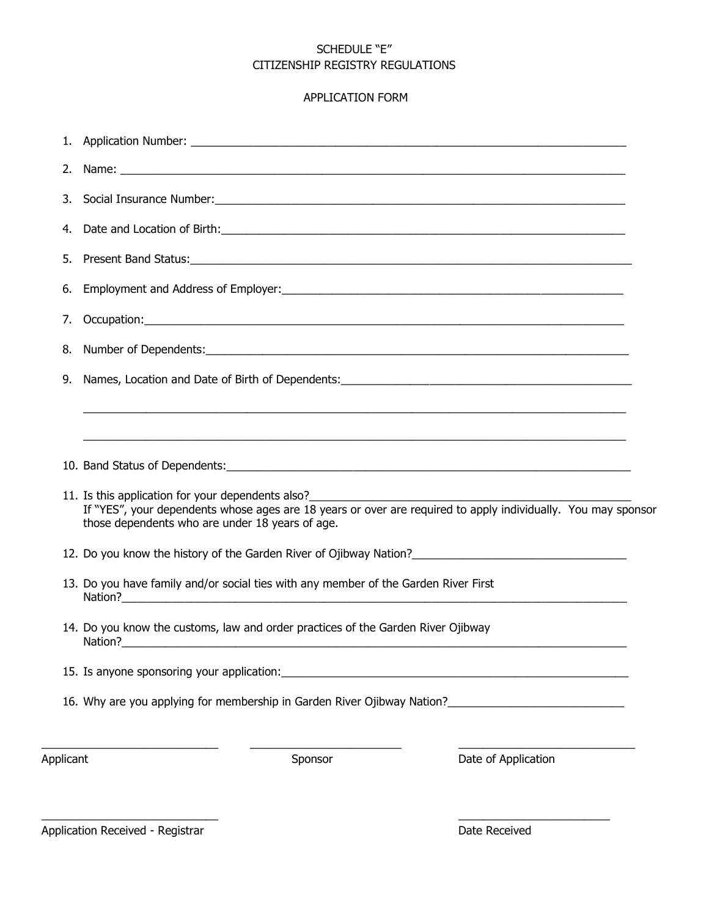# SCHEDULE "E"
## CITIZENSHIP REGISTRY REGULATIONS

### APPLICATION FORM

1. Application Number: ____________________________________________
2. Name: ____________________________________________
3. Social Insurance Number: ____________________________________________
4. Date and Location of Birth: ____________________________________________
5. Present Band Status: ____________________________________________
6. Employment and Address of Employer: ____________________________________________
7. Occupation: ____________________________________________
8. Number of Dependents: ____________________________________________
9. Names, Location and Date of Birth of Dependents: ____________________________________________

   ____________________________________________

   ____________________________________________

10. Band Status of Dependents: ____________________________________________
11. Is this application for your dependents also? ____________________________________________
    If "YES", your dependents whose ages are 18 years or over are required to apply individually. You may sponsor those dependents who are under 18 years of age.
12. Do you know the history of the Garden River of Ojibway Nation? ____________________________________________
13. Do you have family and/or social ties with any member of the Garden River First Nation? ____________________________________________
14. Do you know the customs, law and order practices of the Garden River Ojibway Nation? ____________________________________________
15. Is anyone sponsoring your application: ____________________________________________
16. Why are you applying for membership in Garden River Ojibway Nation? ____________________________________________

| ______________________ | ______________________ | ______________________ |
|---|---|---|
| Applicant | Sponsor | Date of Application |

| ______________________ | ______________________ |
|---|---|
| Application Received - Registrar | Date Received |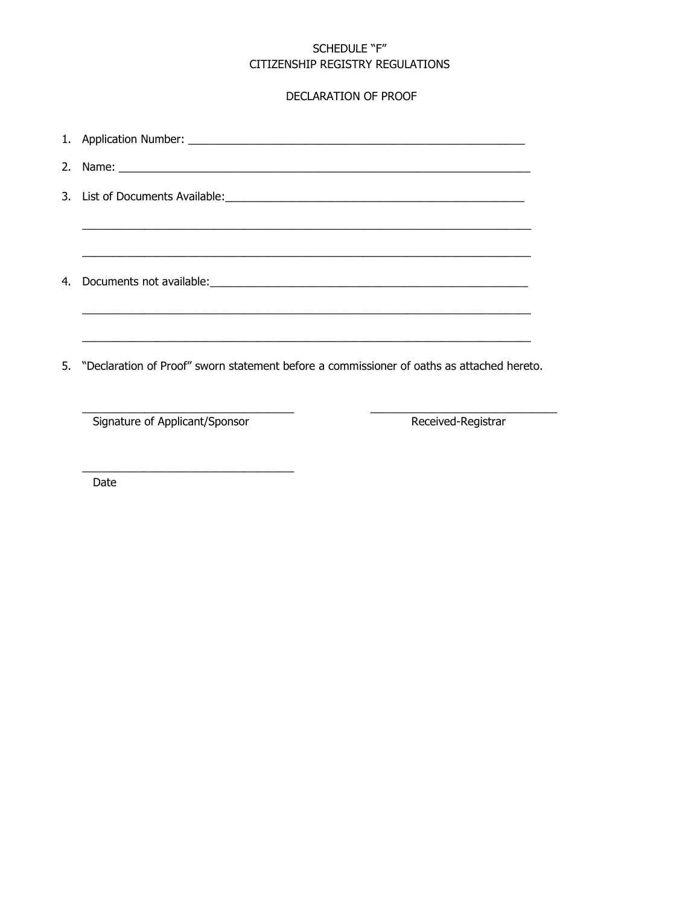SCHEDULE "F"
CITIZENSHIP REGISTRY REGULATIONS

DECLARATION OF PROOF

1. Application Number: ______________________________________________________
2. Name: __________________________________________________________________
3. List of Documents Available:_______________________________________________

   __________________________________________________________________________

   __________________________________________________________________________
4. Documents not available:__________________________________________________

   __________________________________________________________________________

   __________________________________________________________________________
5. "Declaration of Proof" sworn statement before a commissioner of oaths as attached hereto.

__________________________________ &nbsp;&nbsp;&nbsp;&nbsp;&nbsp;&nbsp;&nbsp;&nbsp; ______________________________
Signature of Applicant/Sponsor &nbsp;&nbsp;&nbsp;&nbsp;&nbsp;&nbsp;&nbsp;&nbsp;&nbsp;&nbsp;&nbsp;&nbsp;&nbsp;&nbsp;&nbsp;&nbsp; Received-Registrar

__________________________________
Date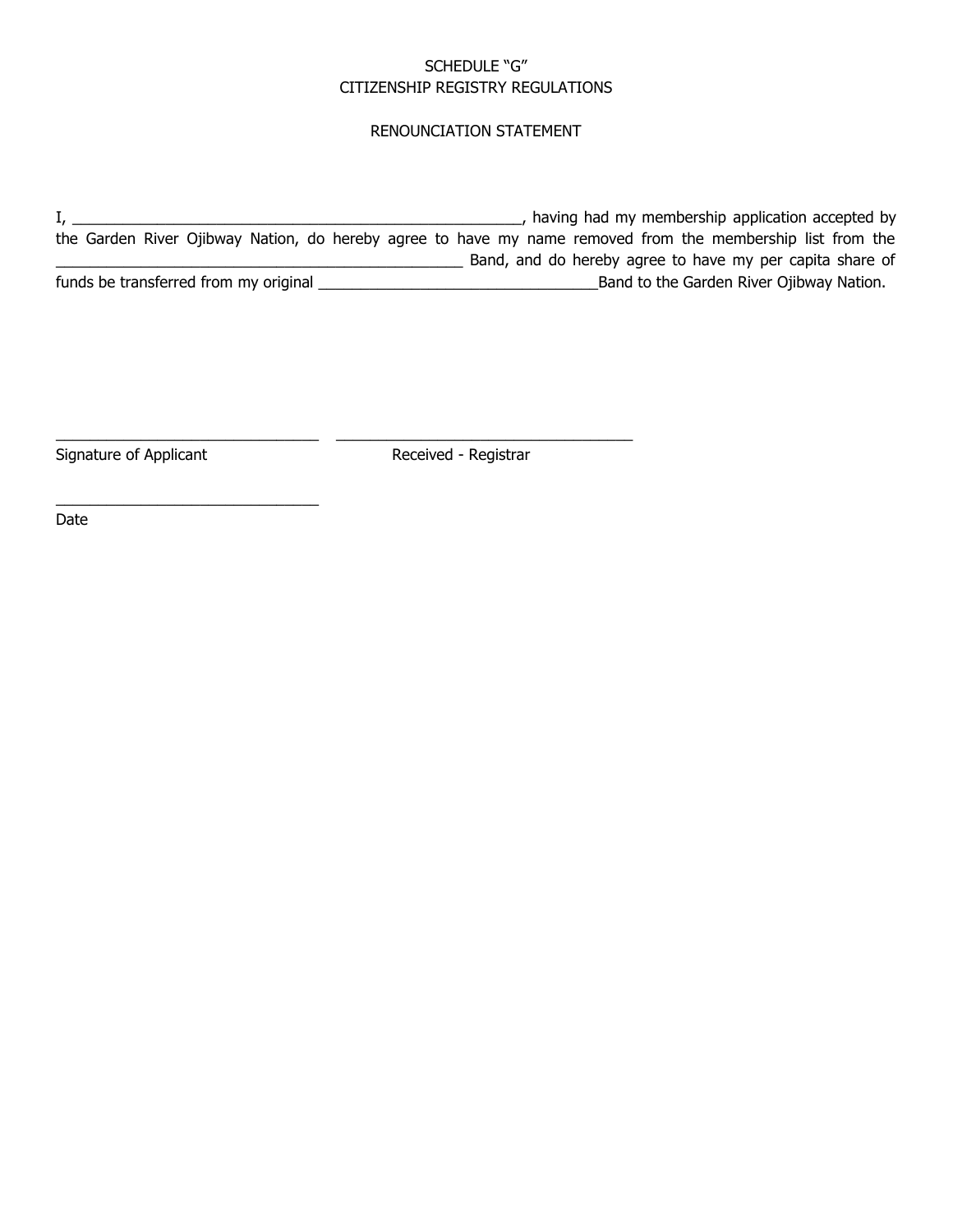SCHEDULE “G”
CITIZENSHIP REGISTRY REGULATIONS

RENOUNCIATION STATEMENT

I, ________________________________________________________, having had my membership application accepted by the Garden River Ojibway Nation, do hereby agree to have my name removed from the membership list from the ___________________________________________________ Band, and do hereby agree to have my per capita share of funds be transferred from my original __________________________________Band to the Garden River Ojibway Nation.

________________________________ ____________________________________
Signature of Applicant Received - Registrar

________________________________
Date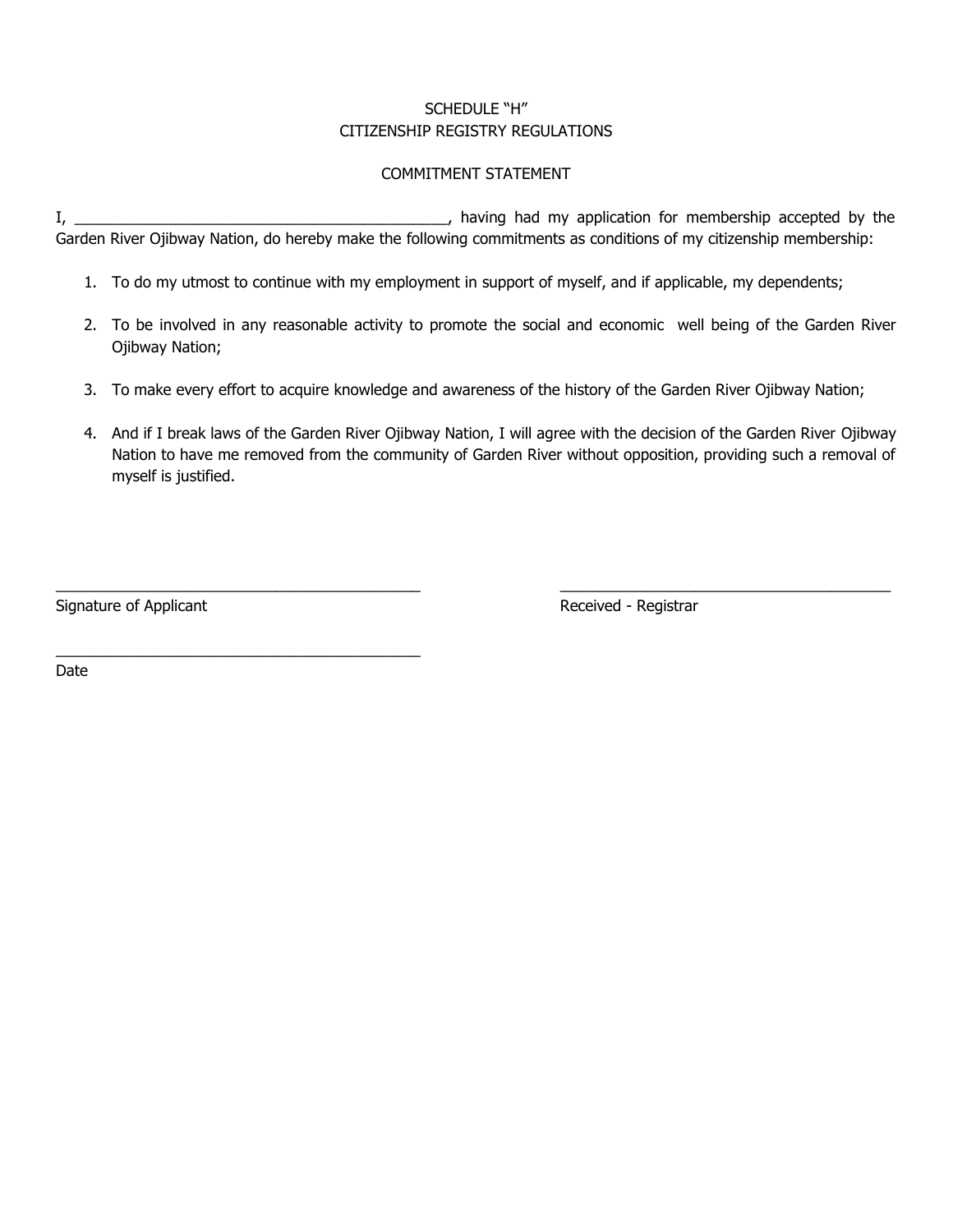SCHEDULE “H”
CITIZENSHIP REGISTRY REGULATIONS

COMMITMENT STATEMENT

I, _____________________________________________, having had my application for membership accepted by the Garden River Ojibway Nation, do hereby make the following commitments as conditions of my citizenship membership:

1. To do my utmost to continue with my employment in support of myself, and if applicable, my dependents;

2. To be involved in any reasonable activity to promote the social and economic well being of the Garden River Ojibway Nation;

3. To make every effort to acquire knowledge and awareness of the history of the Garden River Ojibway Nation;

4. And if I break laws of the Garden River Ojibway Nation, I will agree with the decision of the Garden River Ojibway Nation to have me removed from the community of Garden River without opposition, providing such a removal of myself is justified.

_____________________________________________
Signature of Applicant

_____________________________________________
Received - Registrar

_____________________________________________
Date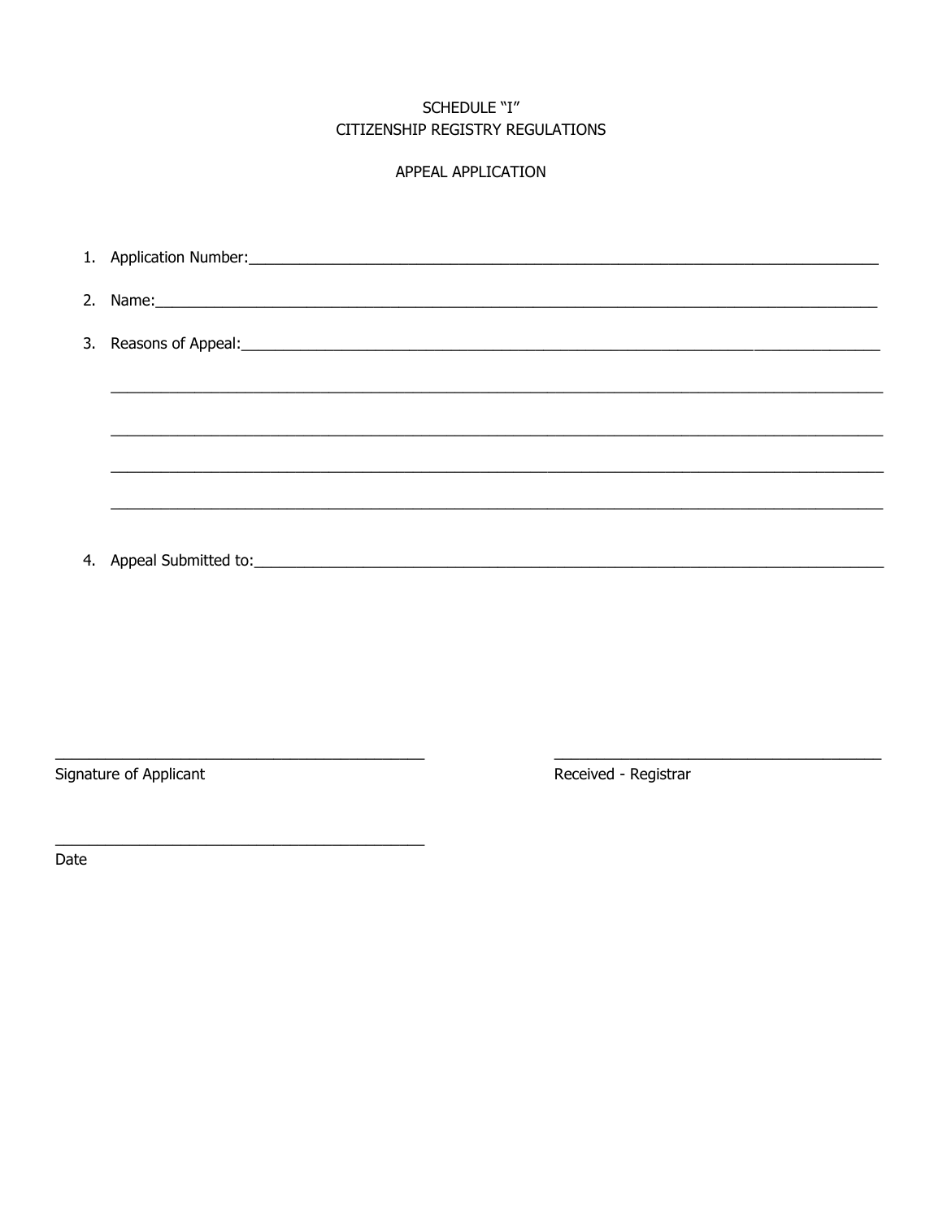SCHEDULE "I"
CITIZENSHIP REGISTRY REGULATIONS

APPEAL APPLICATION

1. Application Number:_______________________________________________

2. Name:_______________________________________________

3. Reasons of Appeal:_______________________________________________

   _______________________________________________

   _______________________________________________

   _______________________________________________

   _______________________________________________

4. Appeal Submitted to:_______________________________________________

_______________________________ 
Signature of Applicant

_______________________________ 
Received - Registrar

_______________________________ 
Date